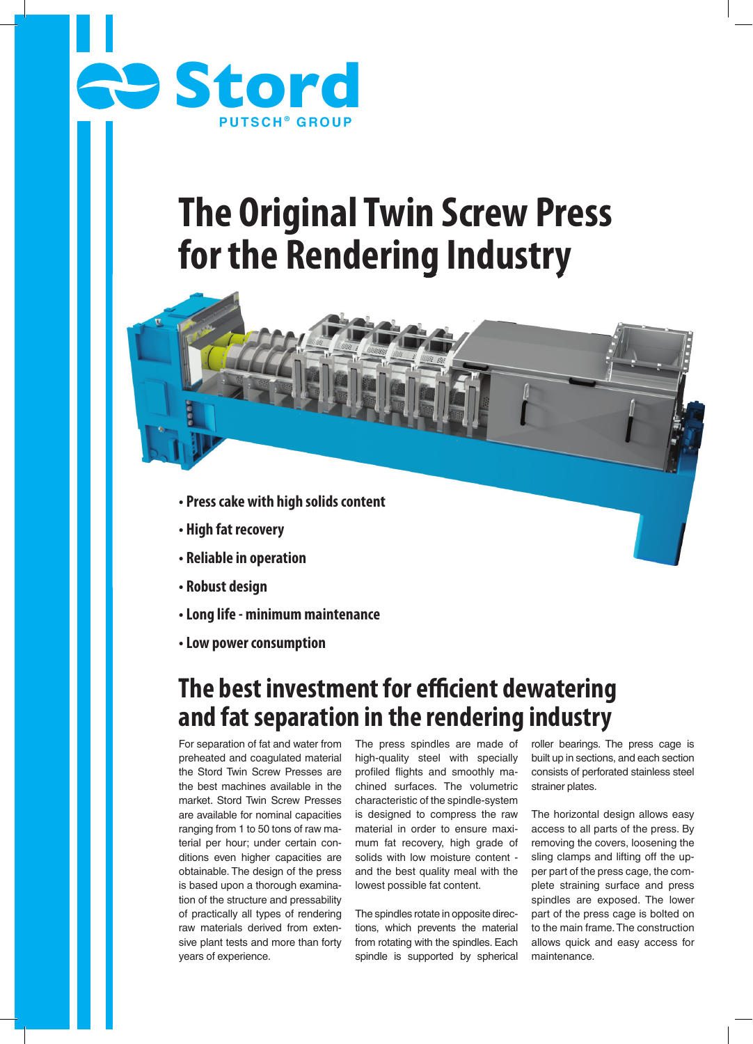Stord

PUTSCH® GROUP

# The Original Twin Screw Press for the Rendering Industry

- **Press cake with high solids content**
- **High fat recovery**
- **Reliable in operation**
- **Robust design**
- **Long life - minimum maintenance**
- **Low power consumption**

## The best investment for efficient dewatering and fat separation in the rendering industry

For separation of fat and water from preheated and coagulated material the Stord Twin Screw Presses are the best machines available in the market. Stord Twin Screw Presses are available for nominal capacities ranging from 1 to 50 tons of raw material per hour; under certain conditions even higher capacities are obtainable. The design of the press is based upon a thorough examination of the structure and pressability of practically all types of rendering raw materials derived from extensive plant tests and more than forty years of experience.

The press spindles are made of high-quality steel with specially profiled flights and smoothly machined surfaces. The volumetric characteristic of the spindle-system is designed to compress the raw material in order to ensure maximum fat recovery, high grade of solids with low moisture content - and the best quality meal with the lowest possible fat content.

The spindles rotate in opposite directions, which prevents the material from rotating with the spindles. Each spindle is supported by spherical roller bearings. The press cage is built up in sections, and each section consists of perforated stainless steel strainer plates.

The horizontal design allows easy access to all parts of the press. By removing the covers, loosening the sling clamps and lifting off the upper part of the press cage, the complete straining surface and press spindles are exposed. The lower part of the press cage is bolted on to the main frame. The construction allows quick and easy access for maintenance.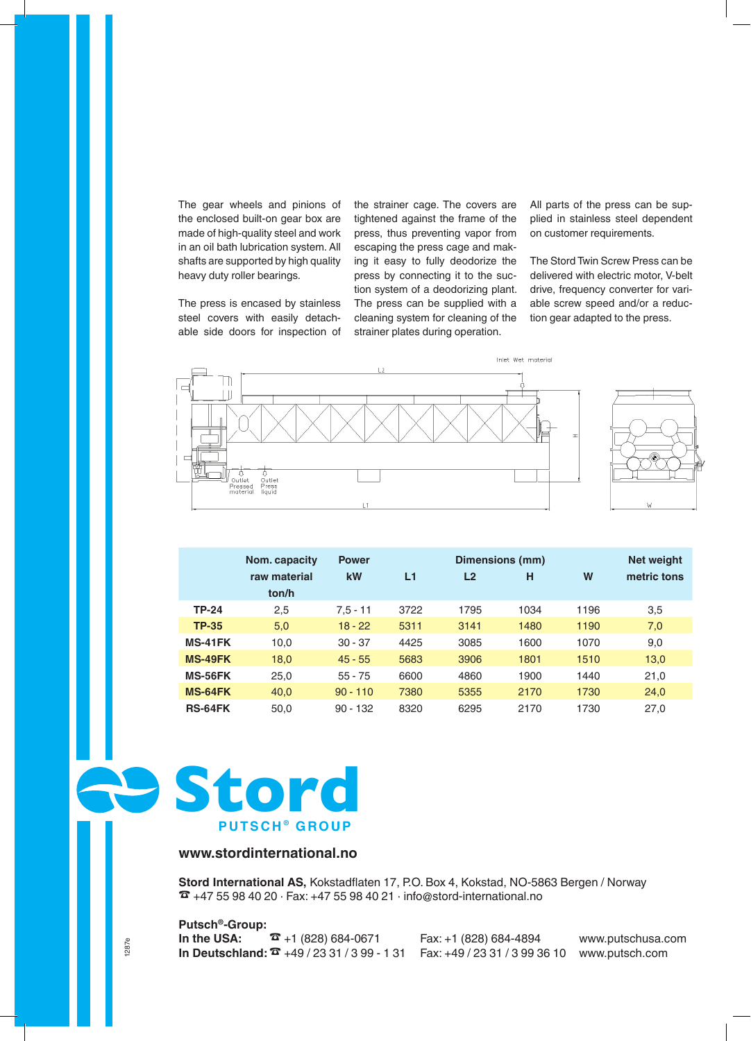The gear wheels and pinions of the enclosed built-on gear box are made of high-quality steel and work in an oil bath lubrication system. All shafts are supported by high quality heavy duty roller bearings.

The press is encased by stainless steel covers with easily detachable side doors for inspection of the strainer cage. The covers are tightened against the frame of the press, thus preventing vapor from escaping the press cage and making it easy to fully deodorize the press by connecting it to the suction system of a deodorizing plant. The press can be supplied with a cleaning system for cleaning of the strainer plates during operation.

All parts of the press can be supplied in stainless steel dependent on customer requirements.

The Stord Twin Screw Press can be delivered with electric motor, V-belt drive, frequency converter for variable screw speed and/or a reduction gear adapted to the press.

Inlet Wet material

L2

H

Outlet Pressed material

Outlet Press liquid

L1

W

| | Nom. capacity raw material ton/h | Power kW | L1 | Dimensions (mm) L2 | H | W | Net weight metric tons |
|---|---|---|---|---|---|---|---|
| **TP-24** | 2,5 | 7,5 - 11 | 3722 | 1795 | 1034 | 1196 | 3,5 |
| **TP-35** | 5,0 | 18 - 22 | 5311 | 3141 | 1480 | 1190 | 7,0 |
| **MS-41FK** | 10,0 | 30 - 37 | 4425 | 3085 | 1600 | 1070 | 9,0 |
| **MS-49FK** | 18,0 | 45 - 55 | 5683 | 3906 | 1801 | 1510 | 13,0 |
| **MS-56FK** | 25,0 | 55 - 75 | 6600 | 4860 | 1900 | 1440 | 21,0 |
| **MS-64FK** | 40,0 | 90 - 110 | 7380 | 5355 | 2170 | 1730 | 24,0 |
| **RS-64FK** | 50,0 | 90 - 132 | 8320 | 6295 | 2170 | 1730 | 27,0 |

Stord

PUTSCH® GROUP

**www.stordinternational.no**

**Stord International AS,** Kokstadflaten 17, P.O. Box 4, Kokstad, NO-5863 Bergen / Norway
☎ +47 55 98 40 20 · Fax: +47 55 98 40 21 · info@stord-international.no

**Putsch®-Group:**
**In the USA:** ☎ +1 (828) 684-0671 Fax: +1 (828) 684-4894 www.putschusa.com
**In Deutschland:** ☎ +49 / 23 31 / 3 99 - 1 31 Fax: +49 / 23 31 / 3 99 36 10 www.putsch.com

1287e